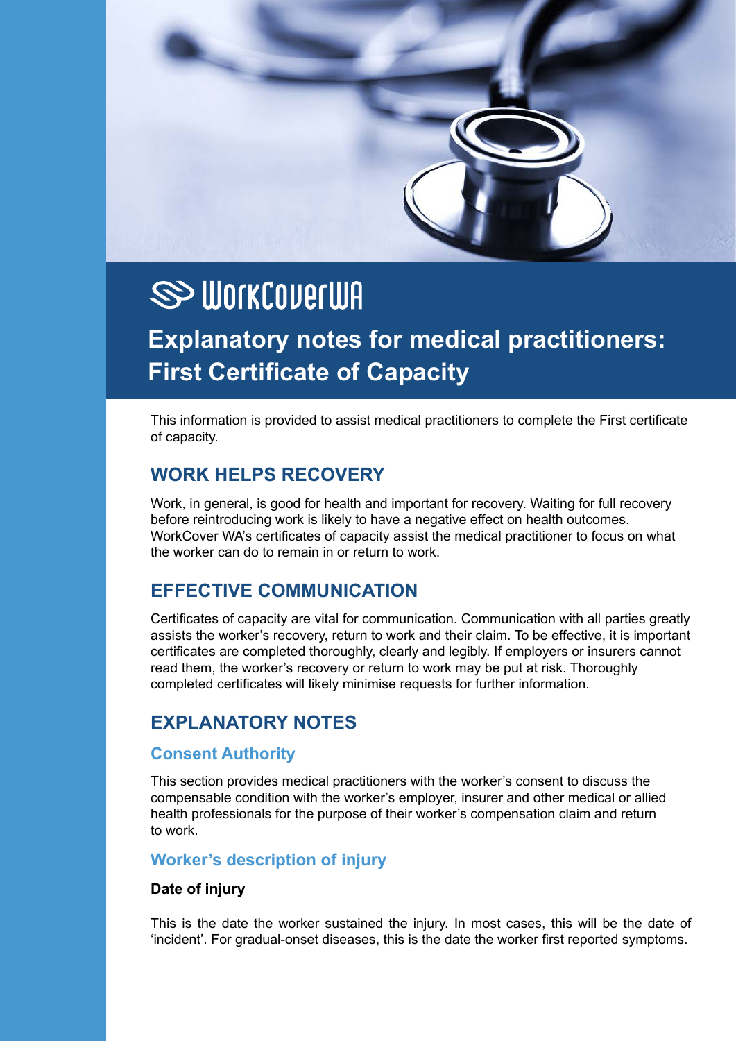WorkCoverWA

# Explanatory notes for medical practitioners: First Certificate of Capacity

This information is provided to assist medical practitioners to complete the First certificate of capacity.

## WORK HELPS RECOVERY

Work, in general, is good for health and important for recovery. Waiting for full recovery before reintroducing work is likely to have a negative effect on health outcomes. WorkCover WA's certificates of capacity assist the medical practitioner to focus on what the worker can do to remain in or return to work.

## EFFECTIVE COMMUNICATION

Certificates of capacity are vital for communication. Communication with all parties greatly assists the worker's recovery, return to work and their claim. To be effective, it is important certificates are completed thoroughly, clearly and legibly. If employers or insurers cannot read them, the worker's recovery or return to work may be put at risk. Thoroughly completed certificates will likely minimise requests for further information.

## EXPLANATORY NOTES

### Consent Authority

This section provides medical practitioners with the worker's consent to discuss the compensable condition with the worker's employer, insurer and other medical or allied health professionals for the purpose of their worker's compensation claim and return to work.

### Worker's description of injury

**Date of injury**

This is the date the worker sustained the injury. In most cases, this will be the date of 'incident'. For gradual-onset diseases, this is the date the worker first reported symptoms.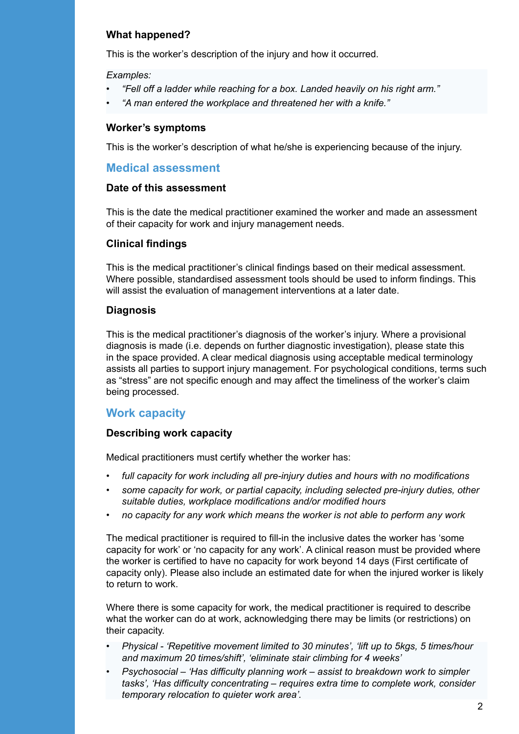### What happened?

This is the worker's description of the injury and how it occurred.

*Examples:*

- *"Fell off a ladder while reaching for a box. Landed heavily on his right arm."*
- *"A man entered the workplace and threatened her with a knife."*

### Worker's symptoms

This is the worker's description of what he/she is experiencing because of the injury.

## Medical assessment

### Date of this assessment

This is the date the medical practitioner examined the worker and made an assessment of their capacity for work and injury management needs.

### Clinical findings

This is the medical practitioner's clinical findings based on their medical assessment. Where possible, standardised assessment tools should be used to inform findings. This will assist the evaluation of management interventions at a later date.

### Diagnosis

This is the medical practitioner's diagnosis of the worker's injury. Where a provisional diagnosis is made (i.e. depends on further diagnostic investigation), please state this in the space provided. A clear medical diagnosis using acceptable medical terminology assists all parties to support injury management. For psychological conditions, terms such as "stress" are not specific enough and may affect the timeliness of the worker's claim being processed.

## Work capacity

### Describing work capacity

Medical practitioners must certify whether the worker has:

- *full capacity for work including all pre-injury duties and hours with no modifications*
- *some capacity for work, or partial capacity, including selected pre-injury duties, other suitable duties, workplace modifications and/or modified hours*
- *no capacity for any work which means the worker is not able to perform any work*

The medical practitioner is required to fill-in the inclusive dates the worker has 'some capacity for work' or 'no capacity for any work'. A clinical reason must be provided where the worker is certified to have no capacity for work beyond 14 days (First certificate of capacity only). Please also include an estimated date for when the injured worker is likely to return to work.

Where there is some capacity for work, the medical practitioner is required to describe what the worker can do at work, acknowledging there may be limits (or restrictions) on their capacity.

- *Physical - 'Repetitive movement limited to 30 minutes', 'lift up to 5kgs, 5 times/hour and maximum 20 times/shift', 'eliminate stair climbing for 4 weeks'*
- *Psychosocial – 'Has difficulty planning work – assist to breakdown work to simpler tasks', 'Has difficulty concentrating – requires extra time to complete work, consider temporary relocation to quieter work area'.*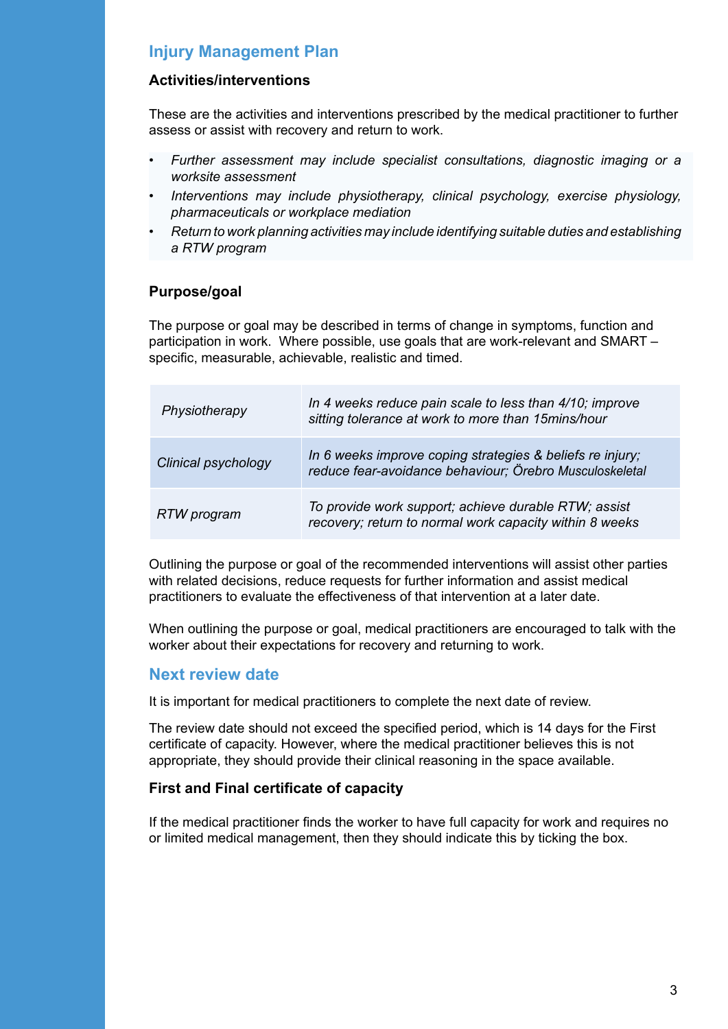## Injury Management Plan

### Activities/interventions

These are the activities and interventions prescribed by the medical practitioner to further assess or assist with recovery and return to work.

- *Further assessment may include specialist consultations, diagnostic imaging or a worksite assessment*
- *Interventions may include physiotherapy, clinical psychology, exercise physiology, pharmaceuticals or workplace mediation*
- *Return to work planning activities may include identifying suitable duties and establishing a RTW program*

### Purpose/goal

The purpose or goal may be described in terms of change in symptoms, function and participation in work. Where possible, use goals that are work-relevant and SMART – specific, measurable, achievable, realistic and timed.

| | |
|---|---|
| *Physiotherapy* | *In 4 weeks reduce pain scale to less than 4/10; improve sitting tolerance at work to more than 15mins/hour* |
| *Clinical psychology* | *In 6 weeks improve coping strategies & beliefs re injury; reduce fear-avoidance behaviour; Örebro Musculoskeletal* |
| *RTW program* | *To provide work support; achieve durable RTW; assist recovery; return to normal work capacity within 8 weeks* |

Outlining the purpose or goal of the recommended interventions will assist other parties with related decisions, reduce requests for further information and assist medical practitioners to evaluate the effectiveness of that intervention at a later date.

When outlining the purpose or goal, medical practitioners are encouraged to talk with the worker about their expectations for recovery and returning to work.

## Next review date

It is important for medical practitioners to complete the next date of review.

The review date should not exceed the specified period, which is 14 days for the First certificate of capacity. However, where the medical practitioner believes this is not appropriate, they should provide their clinical reasoning in the space available.

### First and Final certificate of capacity

If the medical practitioner finds the worker to have full capacity for work and requires no or limited medical management, then they should indicate this by ticking the box.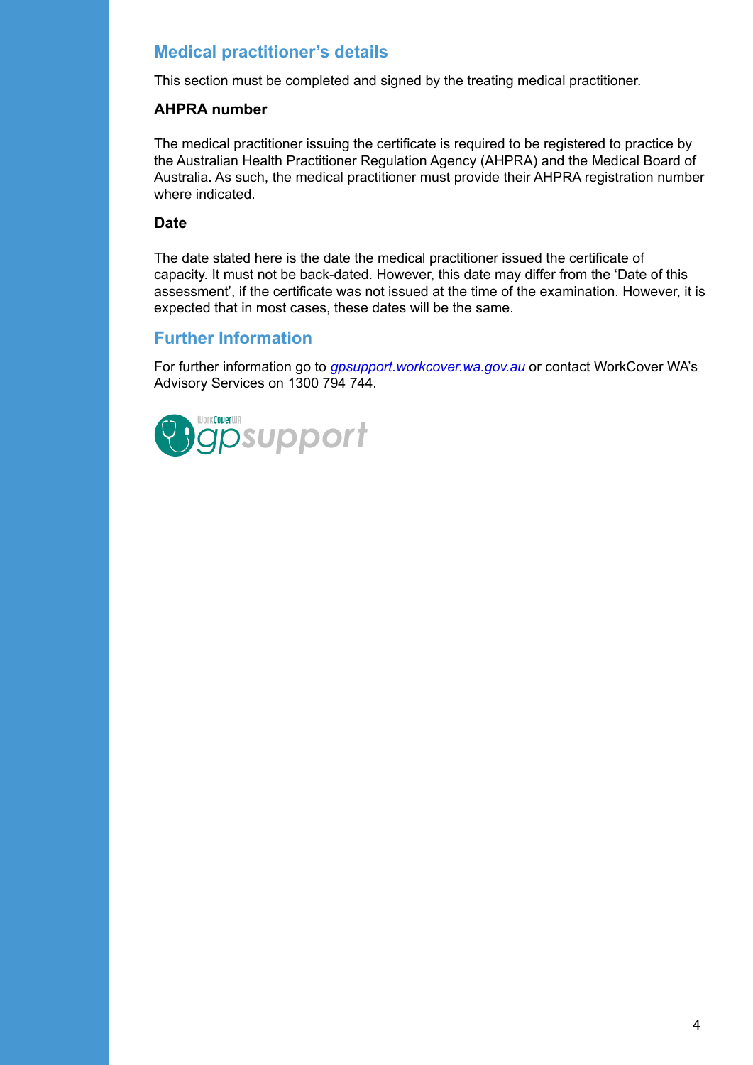## Medical practitioner's details

This section must be completed and signed by the treating medical practitioner.

### AHPRA number

The medical practitioner issuing the certificate is required to be registered to practice by the Australian Health Practitioner Regulation Agency (AHPRA) and the Medical Board of Australia. As such, the medical practitioner must provide their AHPRA registration number where indicated.

### Date

The date stated here is the date the medical practitioner issued the certificate of capacity. It must not be back-dated. However, this date may differ from the 'Date of this assessment', if the certificate was not issued at the time of the examination. However, it is expected that in most cases, these dates will be the same.

## Further Information

For further information go to *gpsupport.workcover.wa.gov.au* or contact WorkCover WA's Advisory Services on 1300 794 744.